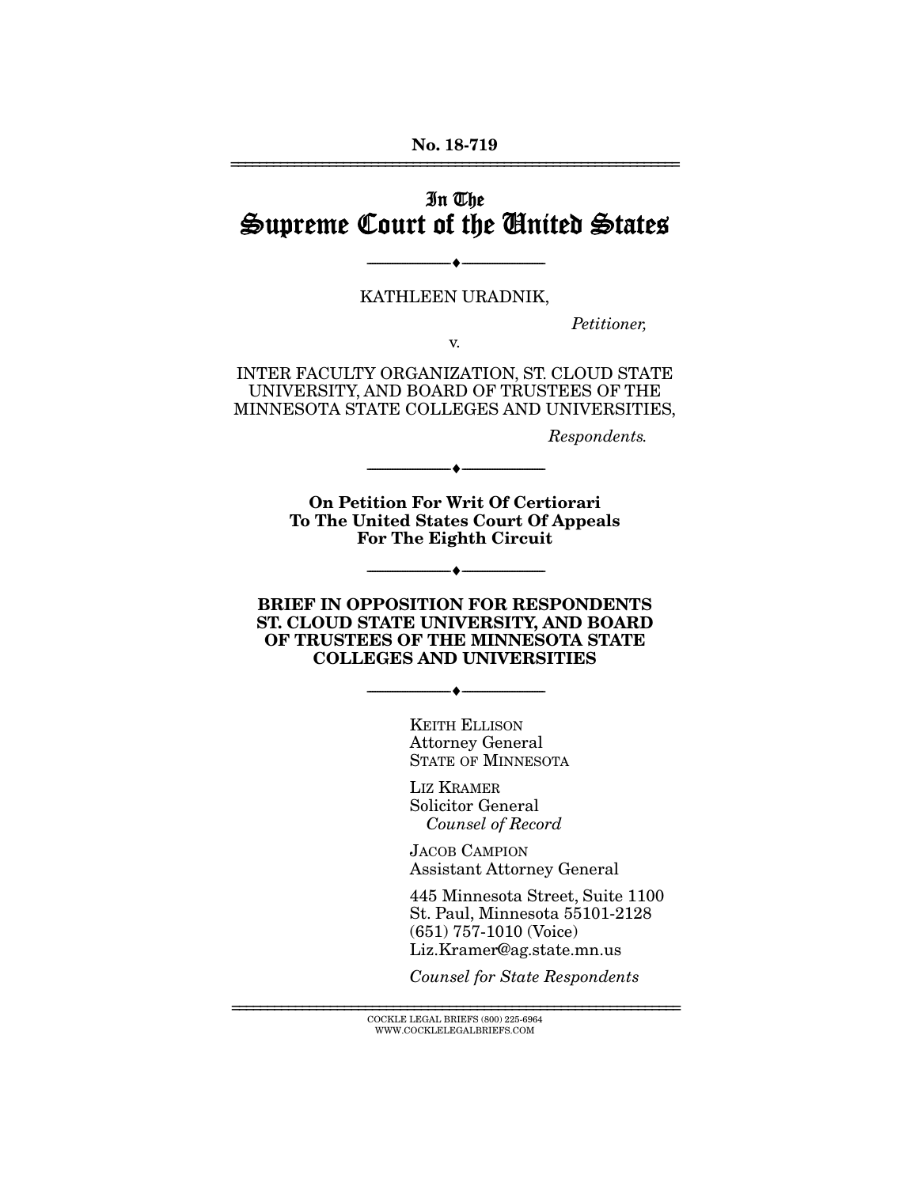No. 18-719

# In The Supreme Court of the United States

---

KATHLEEN URADNIK,

*Petitioner,*

v.

INTER FACULTY ORGANIZATION, ST. CLOUD STATE UNIVERSITY, AND BOARD OF TRUSTEES OF THE MINNESOTA STATE COLLEGES AND UNIVERSITIES,

*Respondents.*

---

**On Petition For Writ Of Certiorari To The United States Court Of Appeals For The Eighth Circuit**

---

**BRIEF IN OPPOSITION FOR RESPONDENTS ST. CLOUD STATE UNIVERSITY, AND BOARD OF TRUSTEES OF THE MINNESOTA STATE COLLEGES AND UNIVERSITIES**

---

KEITH ELLISON
Attorney General
STATE OF MINNESOTA

LIZ KRAMER
Solicitor General
*Counsel of Record*

JACOB CAMPION
Assistant Attorney General

445 Minnesota Street, Suite 1100
St. Paul, Minnesota 55101-2128
(651) 757-1010 (Voice)
Liz.Kramer@ag.state.mn.us

*Counsel for State Respondents*

---

COCKLE LEGAL BRIEFS (800) 225-6964
WWW.COCKLELEGALBRIEFS.COM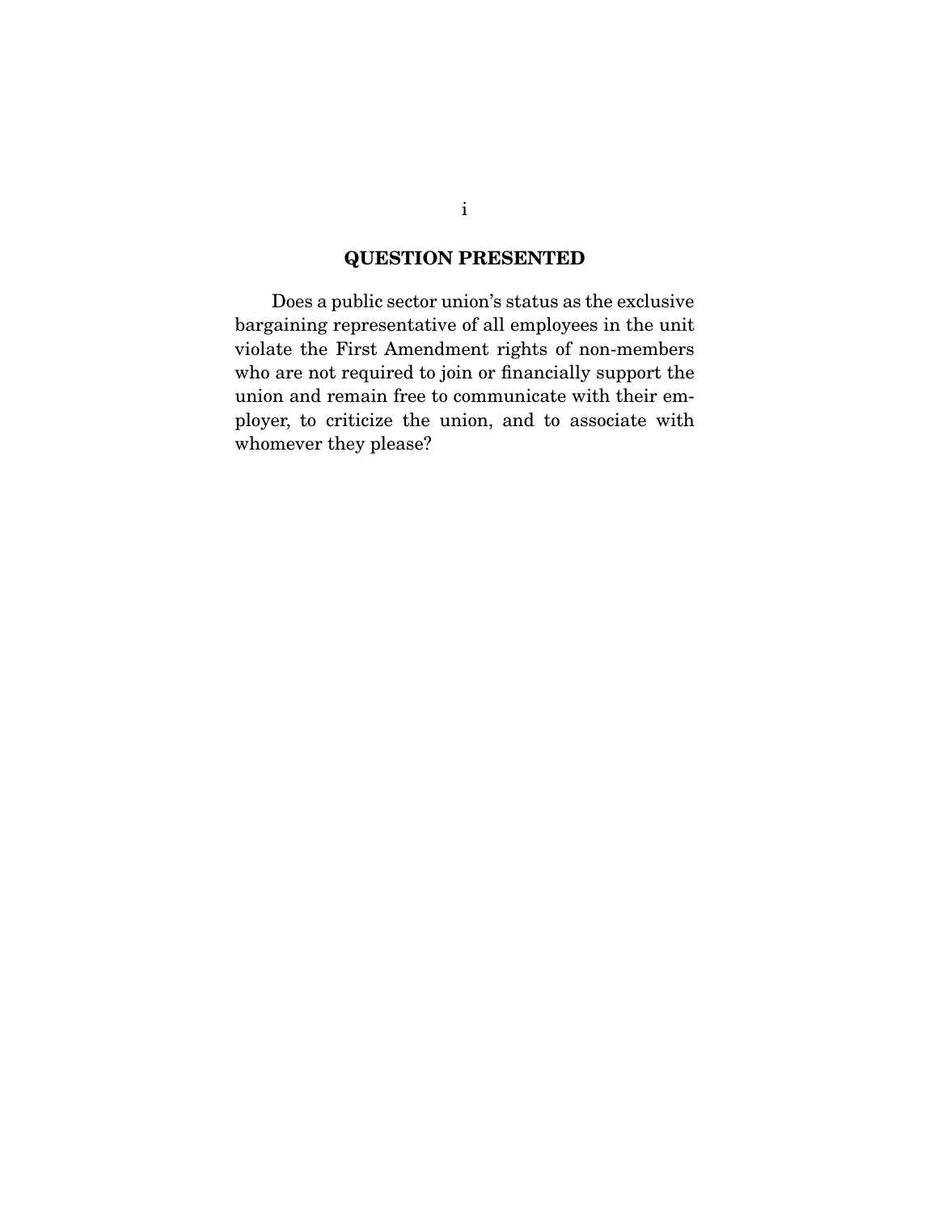## QUESTION PRESENTED

Does a public sector union's status as the exclusive bargaining representative of all employees in the unit violate the First Amendment rights of non-members who are not required to join or financially support the union and remain free to communicate with their employer, to criticize the union, and to associate with whomever they please?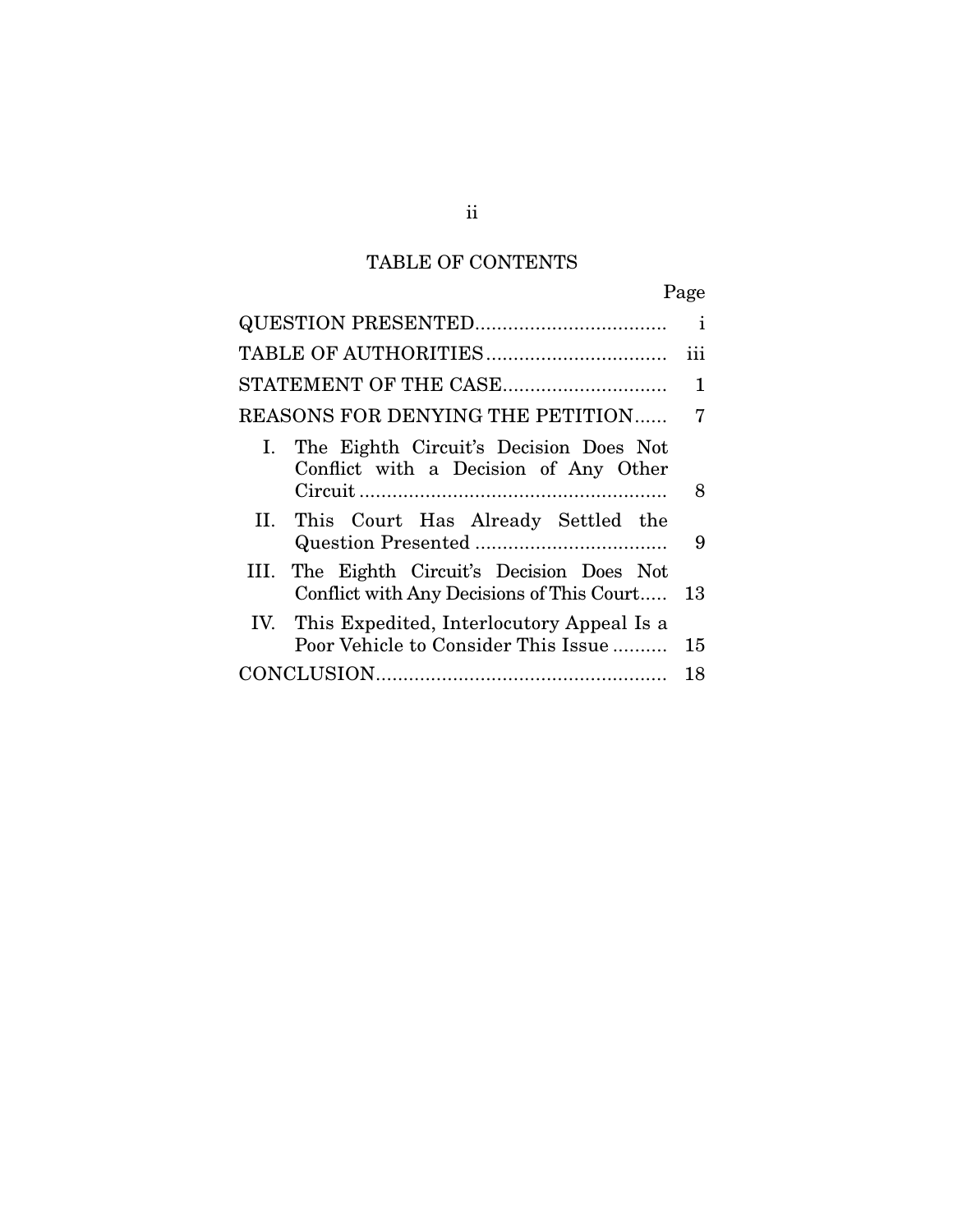# TABLE OF CONTENTS

| | Page |
|---|---|
| QUESTION PRESENTED | i |
| TABLE OF AUTHORITIES | iii |
| STATEMENT OF THE CASE | 1 |
| REASONS FOR DENYING THE PETITION | 7 |
| I. The Eighth Circuit's Decision Does Not Conflict with a Decision of Any Other Circuit | 8 |
| II. This Court Has Already Settled the Question Presented | 9 |
| III. The Eighth Circuit's Decision Does Not Conflict with Any Decisions of This Court | 13 |
| IV. This Expedited, Interlocutory Appeal Is a Poor Vehicle to Consider This Issue | 15 |
| CONCLUSION | 18 |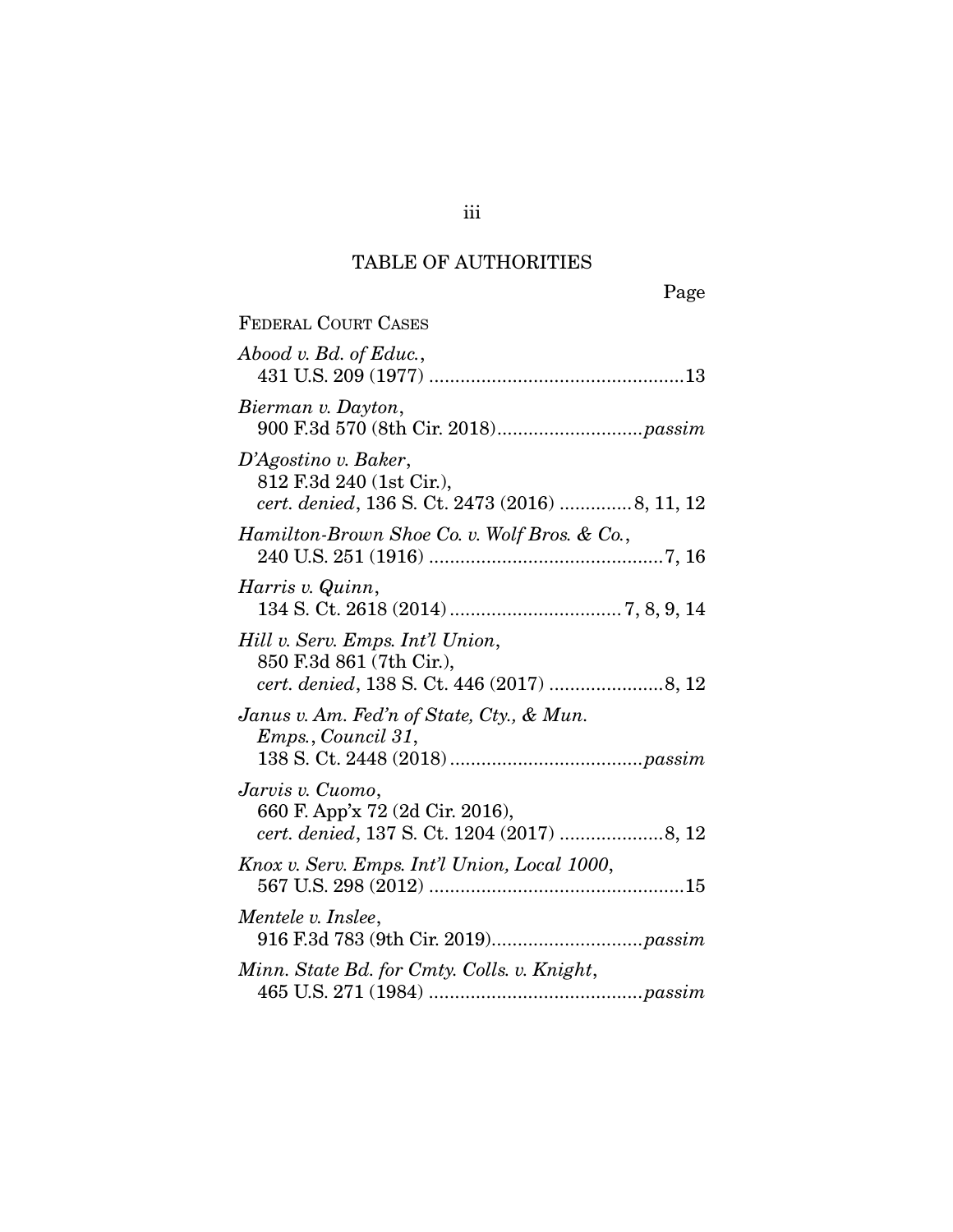# TABLE OF AUTHORITIES

Page

FEDERAL COURT CASES

*Abood v. Bd. of Educ.*,
431 U.S. 209 (1977) ....................................................13

*Bierman v. Dayton*,
900 F.3d 570 (8th Cir. 2018)............................*passim*

*D'Agostino v. Baker*,
812 F.3d 240 (1st Cir.),
*cert. denied*, 136 S. Ct. 2473 (2016) .............8, 11, 12

*Hamilton-Brown Shoe Co. v. Wolf Bros. & Co.*,
240 U.S. 251 (1916) .............................................7, 16

*Harris v. Quinn*,
134 S. Ct. 2618 (2014)................................7, 8, 9, 14

*Hill v. Serv. Emps. Int'l Union*,
850 F.3d 861 (7th Cir.),
*cert. denied*, 138 S. Ct. 446 (2017) ......................8, 12

*Janus v. Am. Fed'n of State, Cty., & Mun. Emps., Council 31*,
138 S. Ct. 2448 (2018)....................................*passim*

*Jarvis v. Cuomo*,
660 F. App'x 72 (2d Cir. 2016),
*cert. denied*, 137 S. Ct. 1204 (2017) ....................8, 12

*Knox v. Serv. Emps. Int'l Union, Local 1000*,
567 U.S. 298 (2012) ....................................................15

*Mentele v. Inslee*,
916 F.3d 783 (9th Cir. 2019)............................*passim*

*Minn. State Bd. for Cmty. Colls. v. Knight*,
465 U.S. 271 (1984) .........................................*passim*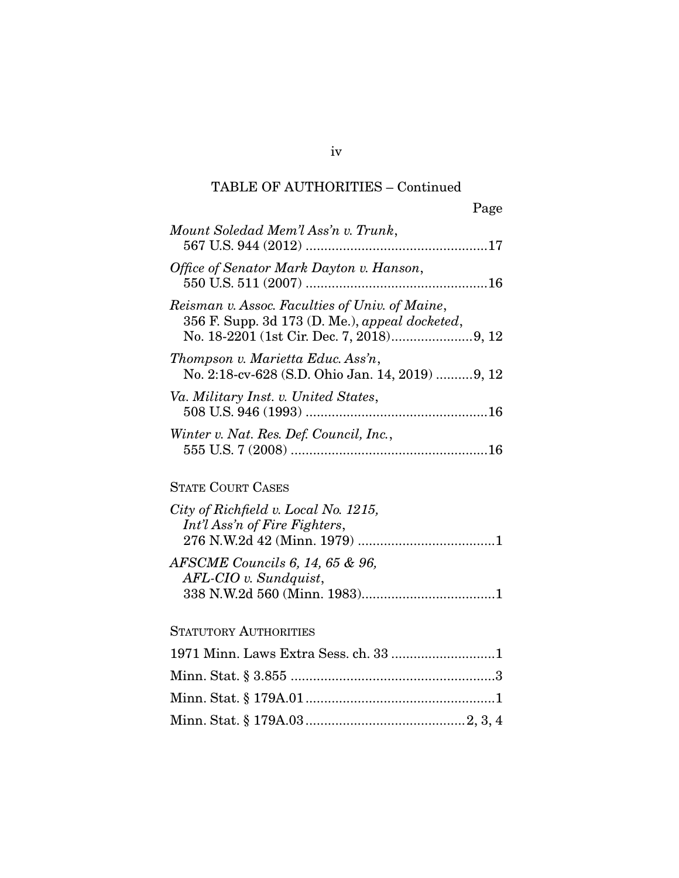TABLE OF AUTHORITIES – Continued

Page

*Mount Soledad Mem'l Ass'n v. Trunk*, 567 U.S. 944 (2012) ....................................................17

*Office of Senator Mark Dayton v. Hanson*, 550 U.S. 511 (2007) ....................................................16

*Reisman v. Assoc. Faculties of Univ. of Maine*, 356 F. Supp. 3d 173 (D. Me.), *appeal docketed*, No. 18-2201 (1st Cir. Dec. 7, 2018)......................9, 12

*Thompson v. Marietta Educ. Ass'n*, No. 2:18-cv-628 (S.D. Ohio Jan. 14, 2019) ..........9, 12

*Va. Military Inst. v. United States*, 508 U.S. 946 (1993) ....................................................16

*Winter v. Nat. Res. Def. Council, Inc.*, 555 U.S. 7 (2008) ........................................................16

STATE COURT CASES

*City of Richfield v. Local No. 1215, Int'l Ass'n of Fire Fighters*, 276 N.W.2d 42 (Minn. 1979) ......................................1

*AFSCME Councils 6, 14, 65 & 96, AFL-CIO v. Sundquist*, 338 N.W.2d 560 (Minn. 1983)......................................1

STATUTORY AUTHORITIES

1971 Minn. Laws Extra Sess. ch. 33 ............................1

Minn. Stat. § 3.855 .......................................................3

Minn. Stat. § 179A.01 ...................................................1

Minn. Stat. § 179A.03 ..........................................2, 3, 4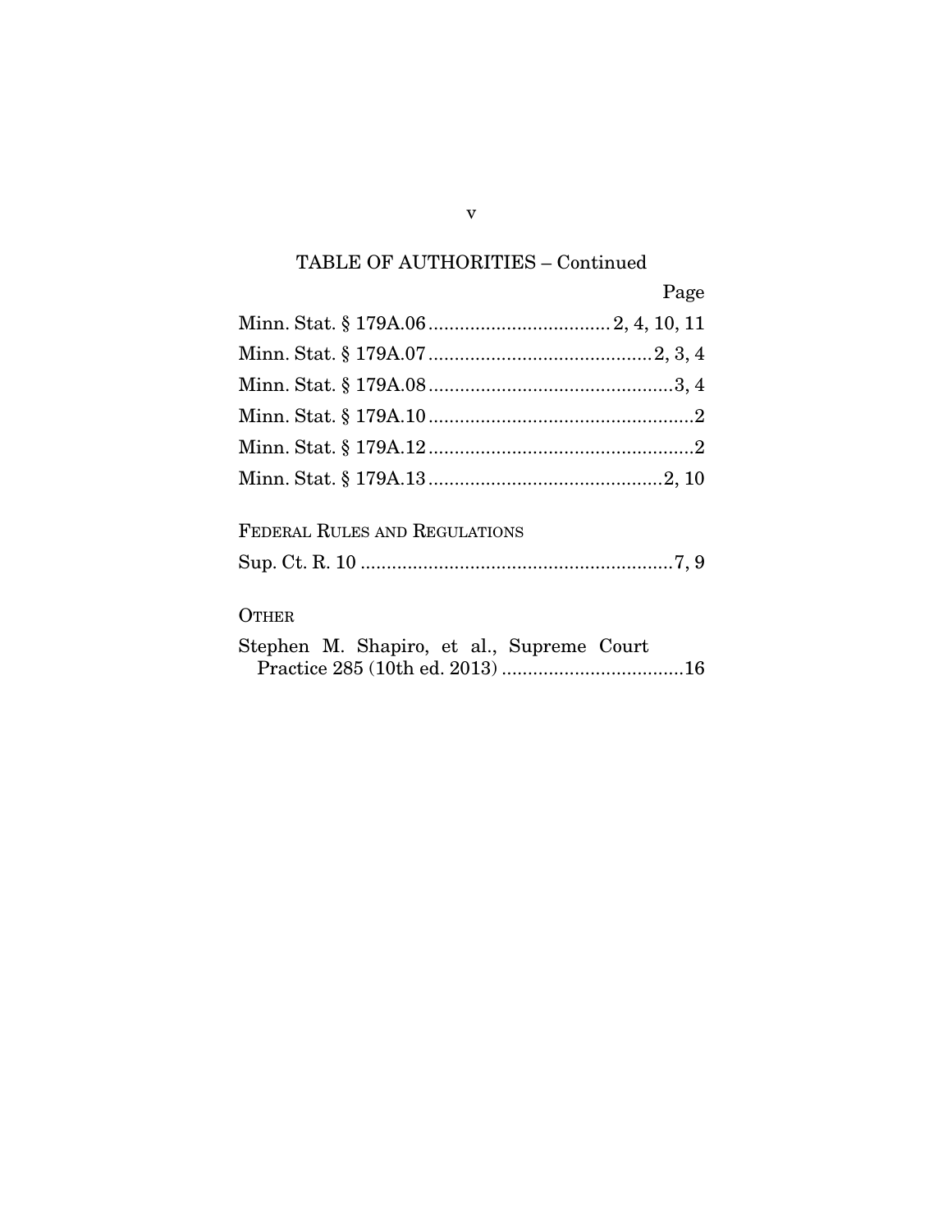## TABLE OF AUTHORITIES – Continued

Page

Minn. Stat. § 179A.06 .................................. 2, 4, 10, 11

Minn. Stat. § 179A.07 .......................................... 2, 3, 4

Minn. Stat. § 179A.08 ............................................... 3, 4

Minn. Stat. § 179A.10 ................................................... 2

Minn. Stat. § 179A.12 ................................................... 2

Minn. Stat. § 179A.13 ............................................ 2, 10

FEDERAL RULES AND REGULATIONS

Sup. Ct. R. 10 ............................................................ 7, 9

OTHER

Stephen M. Shapiro, et al., Supreme Court Practice 285 (10th ed. 2013) .................................. 16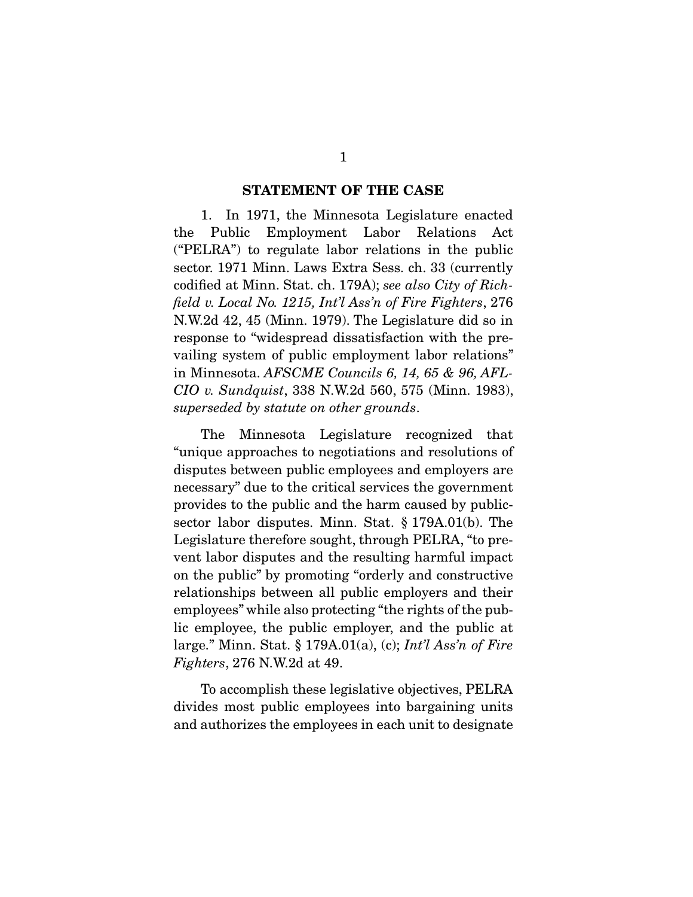## STATEMENT OF THE CASE

1. In 1971, the Minnesota Legislature enacted the Public Employment Labor Relations Act ("PELRA") to regulate labor relations in the public sector. 1971 Minn. Laws Extra Sess. ch. 33 (currently codified at Minn. Stat. ch. 179A); *see also City of Richfield v. Local No. 1215, Int'l Ass'n of Fire Fighters*, 276 N.W.2d 42, 45 (Minn. 1979). The Legislature did so in response to "widespread dissatisfaction with the prevailing system of public employment labor relations" in Minnesota. *AFSCME Councils 6, 14, 65 & 96, AFL-CIO v. Sundquist*, 338 N.W.2d 560, 575 (Minn. 1983), *superseded by statute on other grounds*.

The Minnesota Legislature recognized that "unique approaches to negotiations and resolutions of disputes between public employees and employers are necessary" due to the critical services the government provides to the public and the harm caused by public-sector labor disputes. Minn. Stat. § 179A.01(b). The Legislature therefore sought, through PELRA, "to prevent labor disputes and the resulting harmful impact on the public" by promoting "orderly and constructive relationships between all public employers and their employees" while also protecting "the rights of the public employee, the public employer, and the public at large." Minn. Stat. § 179A.01(a), (c); *Int'l Ass'n of Fire Fighters*, 276 N.W.2d at 49.

To accomplish these legislative objectives, PELRA divides most public employees into bargaining units and authorizes the employees in each unit to designate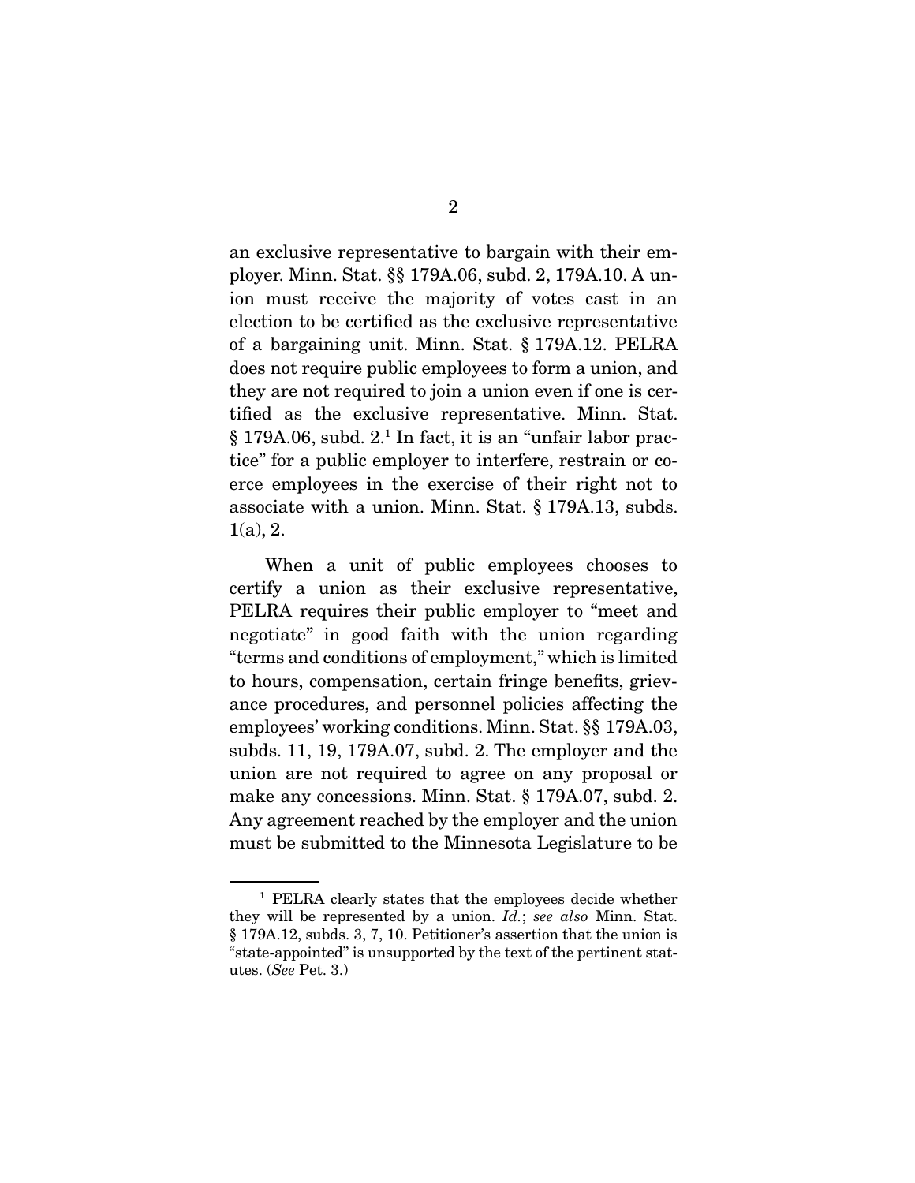an exclusive representative to bargain with their employer. Minn. Stat. §§ 179A.06, subd. 2, 179A.10. A union must receive the majority of votes cast in an election to be certified as the exclusive representative of a bargaining unit. Minn. Stat. § 179A.12. PELRA does not require public employees to form a union, and they are not required to join a union even if one is certified as the exclusive representative. Minn. Stat. § 179A.06, subd. 2.[1] In fact, it is an "unfair labor practice" for a public employer to interfere, restrain or coerce employees in the exercise of their right not to associate with a union. Minn. Stat. § 179A.13, subds. 1(a), 2.

When a unit of public employees chooses to certify a union as their exclusive representative, PELRA requires their public employer to "meet and negotiate" in good faith with the union regarding "terms and conditions of employment," which is limited to hours, compensation, certain fringe benefits, grievance procedures, and personnel policies affecting the employees' working conditions. Minn. Stat. §§ 179A.03, subds. 11, 19, 179A.07, subd. 2. The employer and the union are not required to agree on any proposal or make any concessions. Minn. Stat. § 179A.07, subd. 2. Any agreement reached by the employer and the union must be submitted to the Minnesota Legislature to be

---

[1] PELRA clearly states that the employees decide whether they will be represented by a union. *Id.*; *see also* Minn. Stat. § 179A.12, subds. 3, 7, 10. Petitioner's assertion that the union is "state-appointed" is unsupported by the text of the pertinent statutes. (*See* Pet. 3.)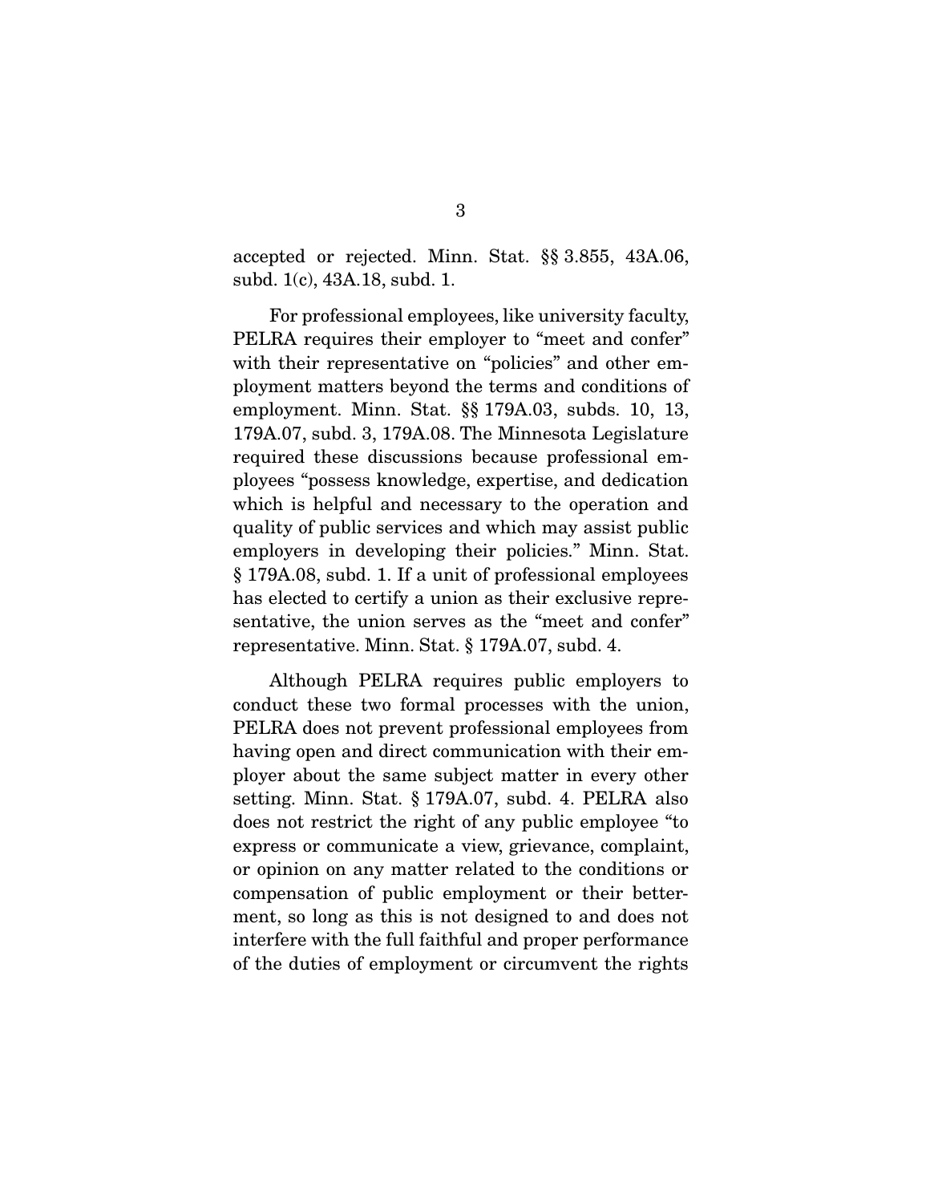accepted or rejected. Minn. Stat. §§ 3.855, 43A.06, subd. 1(c), 43A.18, subd. 1.

For professional employees, like university faculty, PELRA requires their employer to "meet and confer" with their representative on "policies" and other employment matters beyond the terms and conditions of employment. Minn. Stat. §§ 179A.03, subds. 10, 13, 179A.07, subd. 3, 179A.08. The Minnesota Legislature required these discussions because professional employees "possess knowledge, expertise, and dedication which is helpful and necessary to the operation and quality of public services and which may assist public employers in developing their policies." Minn. Stat. § 179A.08, subd. 1. If a unit of professional employees has elected to certify a union as their exclusive representative, the union serves as the "meet and confer" representative. Minn. Stat. § 179A.07, subd. 4.

Although PELRA requires public employers to conduct these two formal processes with the union, PELRA does not prevent professional employees from having open and direct communication with their employer about the same subject matter in every other setting. Minn. Stat. § 179A.07, subd. 4. PELRA also does not restrict the right of any public employee "to express or communicate a view, grievance, complaint, or opinion on any matter related to the conditions or compensation of public employment or their betterment, so long as this is not designed to and does not interfere with the full faithful and proper performance of the duties of employment or circumvent the rights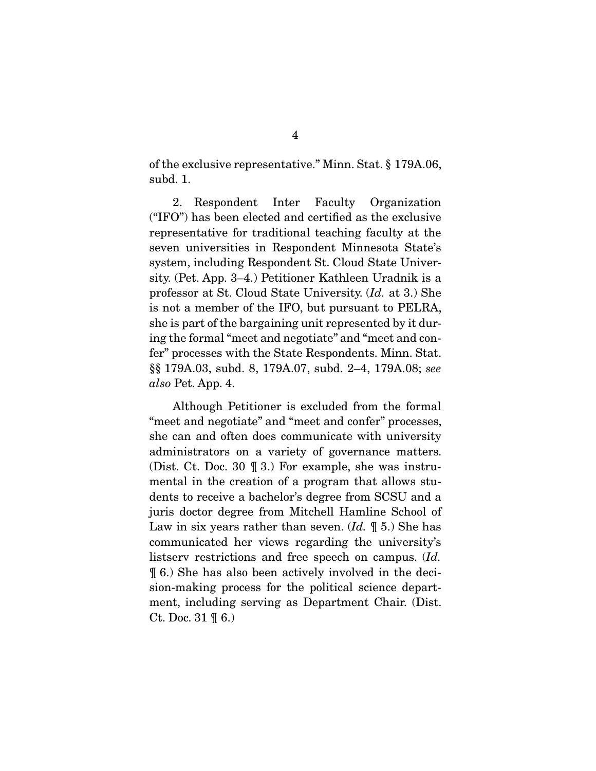of the exclusive representative." Minn. Stat. § 179A.06, subd. 1.

2. Respondent Inter Faculty Organization ("IFO") has been elected and certified as the exclusive representative for traditional teaching faculty at the seven universities in Respondent Minnesota State's system, including Respondent St. Cloud State University. (Pet. App. 3–4.) Petitioner Kathleen Uradnik is a professor at St. Cloud State University. (*Id.* at 3.) She is not a member of the IFO, but pursuant to PELRA, she is part of the bargaining unit represented by it during the formal "meet and negotiate" and "meet and confer" processes with the State Respondents. Minn. Stat. §§ 179A.03, subd. 8, 179A.07, subd. 2–4, 179A.08; *see also* Pet. App. 4.

Although Petitioner is excluded from the formal "meet and negotiate" and "meet and confer" processes, she can and often does communicate with university administrators on a variety of governance matters. (Dist. Ct. Doc. 30 ¶ 3.) For example, she was instrumental in the creation of a program that allows students to receive a bachelor's degree from SCSU and a juris doctor degree from Mitchell Hamline School of Law in six years rather than seven. (*Id.* ¶ 5.) She has communicated her views regarding the university's listserv restrictions and free speech on campus. (*Id.* ¶ 6.) She has also been actively involved in the decision-making process for the political science department, including serving as Department Chair. (Dist. Ct. Doc. 31 ¶ 6.)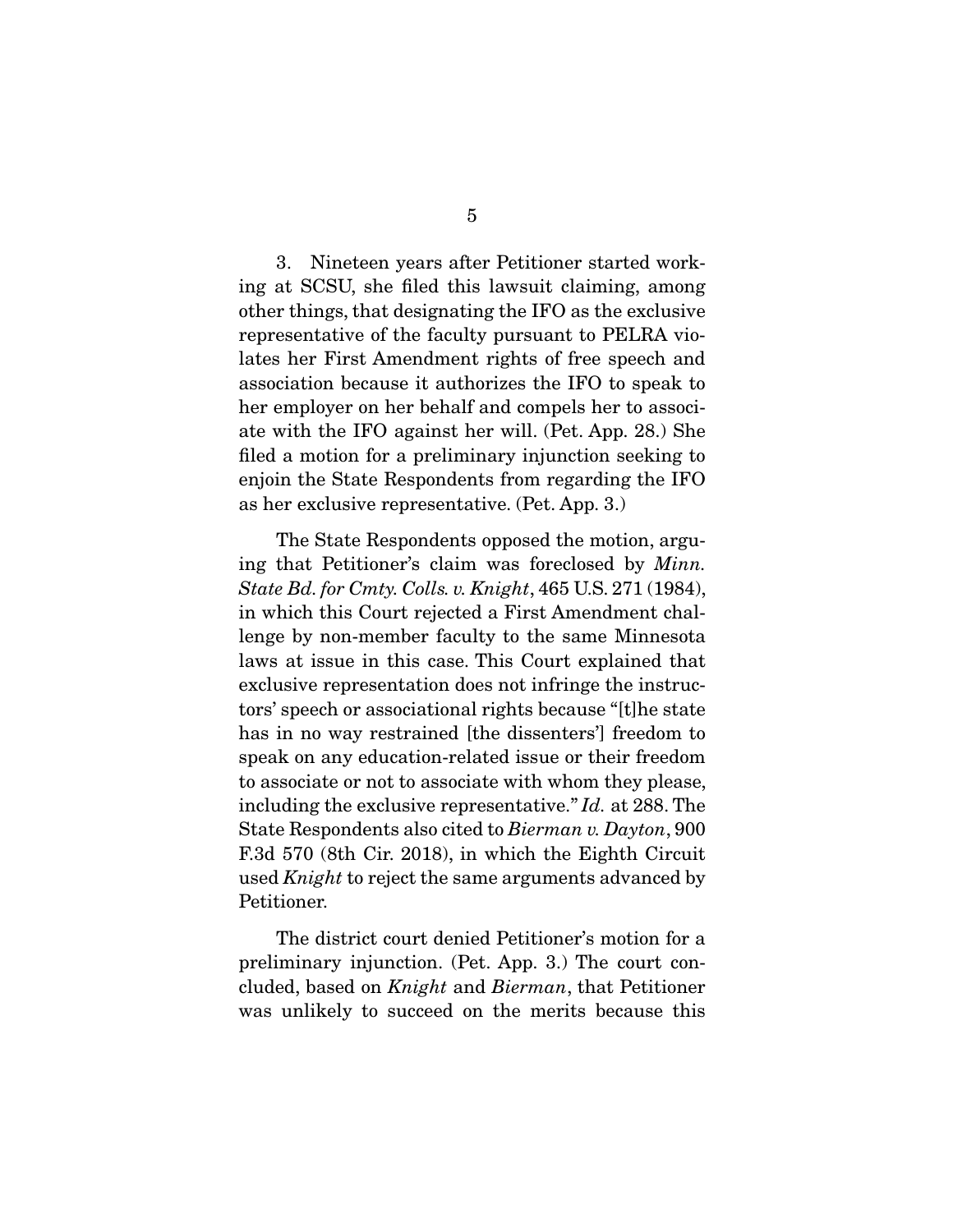3. Nineteen years after Petitioner started working at SCSU, she filed this lawsuit claiming, among other things, that designating the IFO as the exclusive representative of the faculty pursuant to PELRA violates her First Amendment rights of free speech and association because it authorizes the IFO to speak to her employer on her behalf and compels her to associate with the IFO against her will. (Pet. App. 28.) She filed a motion for a preliminary injunction seeking to enjoin the State Respondents from regarding the IFO as her exclusive representative. (Pet. App. 3.)

The State Respondents opposed the motion, arguing that Petitioner's claim was foreclosed by *Minn. State Bd. for Cmty. Colls. v. Knight*, 465 U.S. 271 (1984), in which this Court rejected a First Amendment challenge by non-member faculty to the same Minnesota laws at issue in this case. This Court explained that exclusive representation does not infringe the instructors' speech or associational rights because "[t]he state has in no way restrained [the dissenters'] freedom to speak on any education-related issue or their freedom to associate or not to associate with whom they please, including the exclusive representative." *Id.* at 288. The State Respondents also cited to *Bierman v. Dayton*, 900 F.3d 570 (8th Cir. 2018), in which the Eighth Circuit used *Knight* to reject the same arguments advanced by Petitioner.

The district court denied Petitioner's motion for a preliminary injunction. (Pet. App. 3.) The court concluded, based on *Knight* and *Bierman*, that Petitioner was unlikely to succeed on the merits because this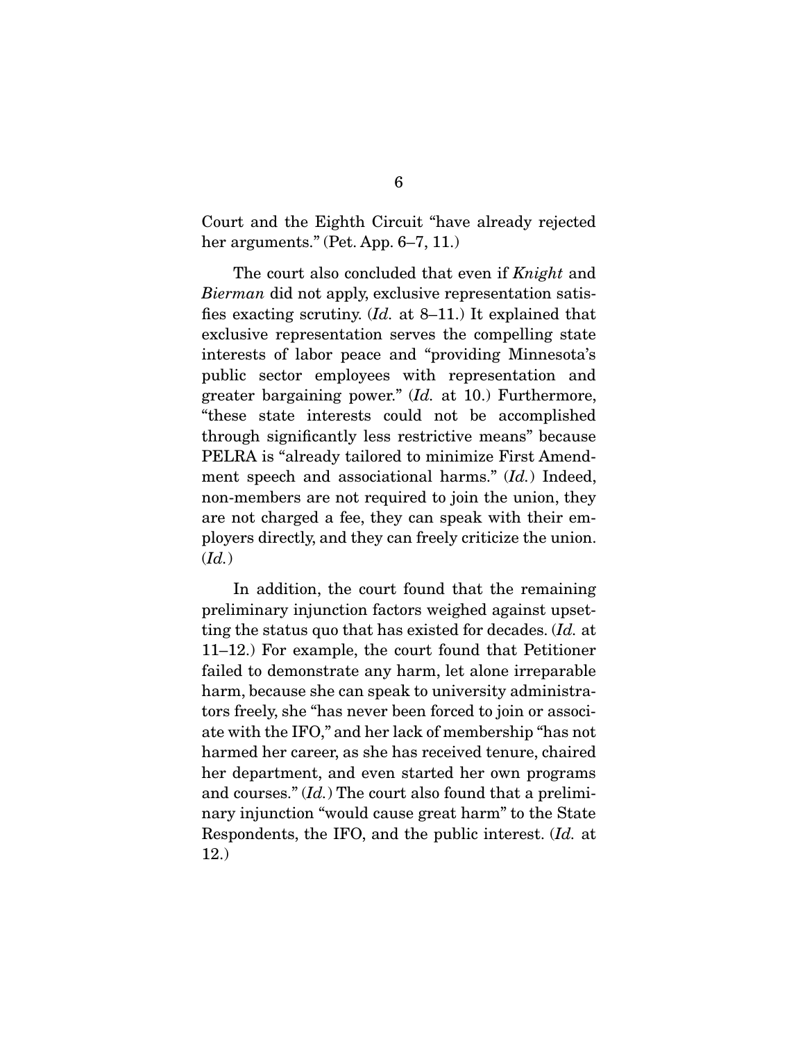Court and the Eighth Circuit "have already rejected her arguments." (Pet. App. 6–7, 11.)

The court also concluded that even if *Knight* and *Bierman* did not apply, exclusive representation satisfies exacting scrutiny. (*Id.* at 8–11.) It explained that exclusive representation serves the compelling state interests of labor peace and "providing Minnesota's public sector employees with representation and greater bargaining power." (*Id.* at 10.) Furthermore, "these state interests could not be accomplished through significantly less restrictive means" because PELRA is "already tailored to minimize First Amendment speech and associational harms." (*Id.*) Indeed, non-members are not required to join the union, they are not charged a fee, they can speak with their employers directly, and they can freely criticize the union. (*Id.*)

In addition, the court found that the remaining preliminary injunction factors weighed against upsetting the status quo that has existed for decades. (*Id.* at 11–12.) For example, the court found that Petitioner failed to demonstrate any harm, let alone irreparable harm, because she can speak to university administrators freely, she "has never been forced to join or associate with the IFO," and her lack of membership "has not harmed her career, as she has received tenure, chaired her department, and even started her own programs and courses." (*Id.*) The court also found that a preliminary injunction "would cause great harm" to the State Respondents, the IFO, and the public interest. (*Id.* at 12.)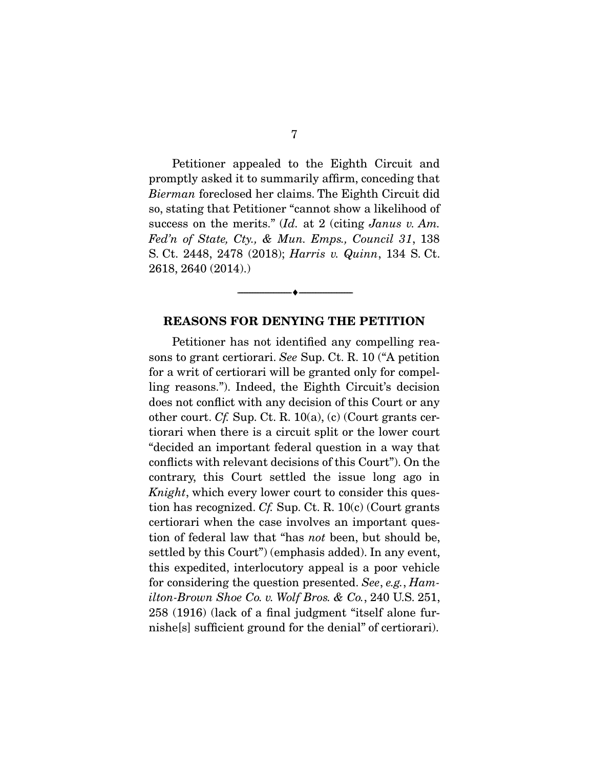Petitioner appealed to the Eighth Circuit and promptly asked it to summarily affirm, conceding that *Bierman* foreclosed her claims. The Eighth Circuit did so, stating that Petitioner "cannot show a likelihood of success on the merits." (*Id.* at 2 (citing *Janus v. Am. Fed'n of State, Cty., & Mun. Emps., Council 31*, 138 S. Ct. 2448, 2478 (2018); *Harris v. Quinn*, 134 S. Ct. 2618, 2640 (2014).)

---

## REASONS FOR DENYING THE PETITION

Petitioner has not identified any compelling reasons to grant certiorari. *See* Sup. Ct. R. 10 ("A petition for a writ of certiorari will be granted only for compelling reasons."). Indeed, the Eighth Circuit's decision does not conflict with any decision of this Court or any other court. *Cf.* Sup. Ct. R. 10(a), (c) (Court grants certiorari when there is a circuit split or the lower court "decided an important federal question in a way that conflicts with relevant decisions of this Court"). On the contrary, this Court settled the issue long ago in *Knight*, which every lower court to consider this question has recognized. *Cf.* Sup. Ct. R. 10(c) (Court grants certiorari when the case involves an important question of federal law that "has *not* been, but should be, settled by this Court") (emphasis added). In any event, this expedited, interlocutory appeal is a poor vehicle for considering the question presented. *See*, *e.g.*, *Hamilton-Brown Shoe Co. v. Wolf Bros. & Co.*, 240 U.S. 251, 258 (1916) (lack of a final judgment "itself alone furnishe[s] sufficient ground for the denial" of certiorari).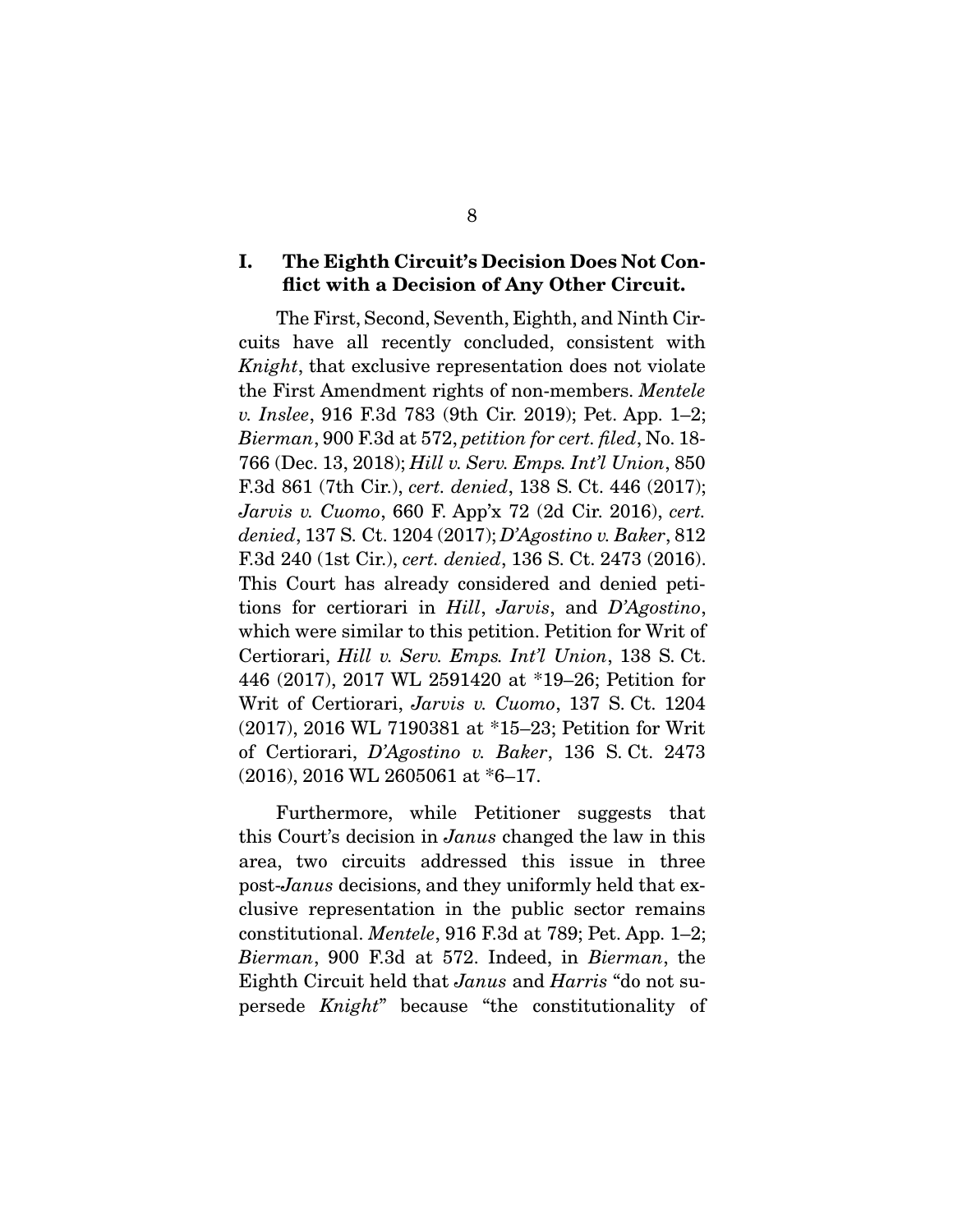## I. The Eighth Circuit's Decision Does Not Conflict with a Decision of Any Other Circuit.

The First, Second, Seventh, Eighth, and Ninth Circuits have all recently concluded, consistent with *Knight*, that exclusive representation does not violate the First Amendment rights of non-members. *Mentele v. Inslee*, 916 F.3d 783 (9th Cir. 2019); Pet. App. 1–2; *Bierman*, 900 F.3d at 572, *petition for cert. filed*, No. 18-766 (Dec. 13, 2018); *Hill v. Serv. Emps. Int'l Union*, 850 F.3d 861 (7th Cir.), *cert. denied*, 138 S. Ct. 446 (2017); *Jarvis v. Cuomo*, 660 F. App'x 72 (2d Cir. 2016), *cert. denied*, 137 S. Ct. 1204 (2017); *D'Agostino v. Baker*, 812 F.3d 240 (1st Cir.), *cert. denied*, 136 S. Ct. 2473 (2016). This Court has already considered and denied petitions for certiorari in *Hill*, *Jarvis*, and *D'Agostino*, which were similar to this petition. Petition for Writ of Certiorari, *Hill v. Serv. Emps. Int'l Union*, 138 S. Ct. 446 (2017), 2017 WL 2591420 at *19–26; Petition for Writ of Certiorari, *Jarvis v. Cuomo*, 137 S. Ct. 1204 (2017), 2016 WL 7190381 at *15–23; Petition for Writ of Certiorari, *D'Agostino v. Baker*, 136 S. Ct. 2473 (2016), 2016 WL 2605061 at *6–17.

Furthermore, while Petitioner suggests that this Court's decision in *Janus* changed the law in this area, two circuits addressed this issue in three post-*Janus* decisions, and they uniformly held that exclusive representation in the public sector remains constitutional. *Mentele*, 916 F.3d at 789; Pet. App. 1–2; *Bierman*, 900 F.3d at 572. Indeed, in *Bierman*, the Eighth Circuit held that *Janus* and *Harris* "do not supersede *Knight*" because "the constitutionality of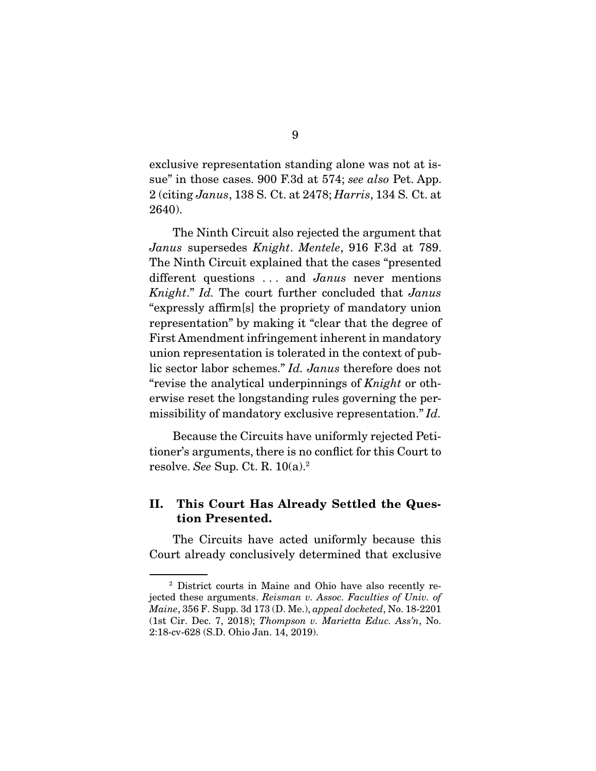exclusive representation standing alone was not at issue" in those cases. 900 F.3d at 574; *see also* Pet. App. 2 (citing *Janus*, 138 S. Ct. at 2478; *Harris*, 134 S. Ct. at 2640).

The Ninth Circuit also rejected the argument that *Janus* supersedes *Knight*. *Mentele*, 916 F.3d at 789. The Ninth Circuit explained that the cases "presented different questions . . . and *Janus* never mentions *Knight*." *Id.* The court further concluded that *Janus* "expressly affirm[s] the propriety of mandatory union representation" by making it "clear that the degree of First Amendment infringement inherent in mandatory union representation is tolerated in the context of public sector labor schemes." *Id. Janus* therefore does not "revise the analytical underpinnings of *Knight* or otherwise reset the longstanding rules governing the permissibility of mandatory exclusive representation." *Id.*

Because the Circuits have uniformly rejected Petitioner's arguments, there is no conflict for this Court to resolve. *See* Sup. Ct. R. 10(a).[2]

## II. This Court Has Already Settled the Question Presented.

The Circuits have acted uniformly because this Court already conclusively determined that exclusive

---

[2] District courts in Maine and Ohio have also recently rejected these arguments. *Reisman v. Assoc. Faculties of Univ. of Maine*, 356 F. Supp. 3d 173 (D. Me.), *appeal docketed*, No. 18-2201 (1st Cir. Dec. 7, 2018); *Thompson v. Marietta Educ. Ass'n*, No. 2:18-cv-628 (S.D. Ohio Jan. 14, 2019).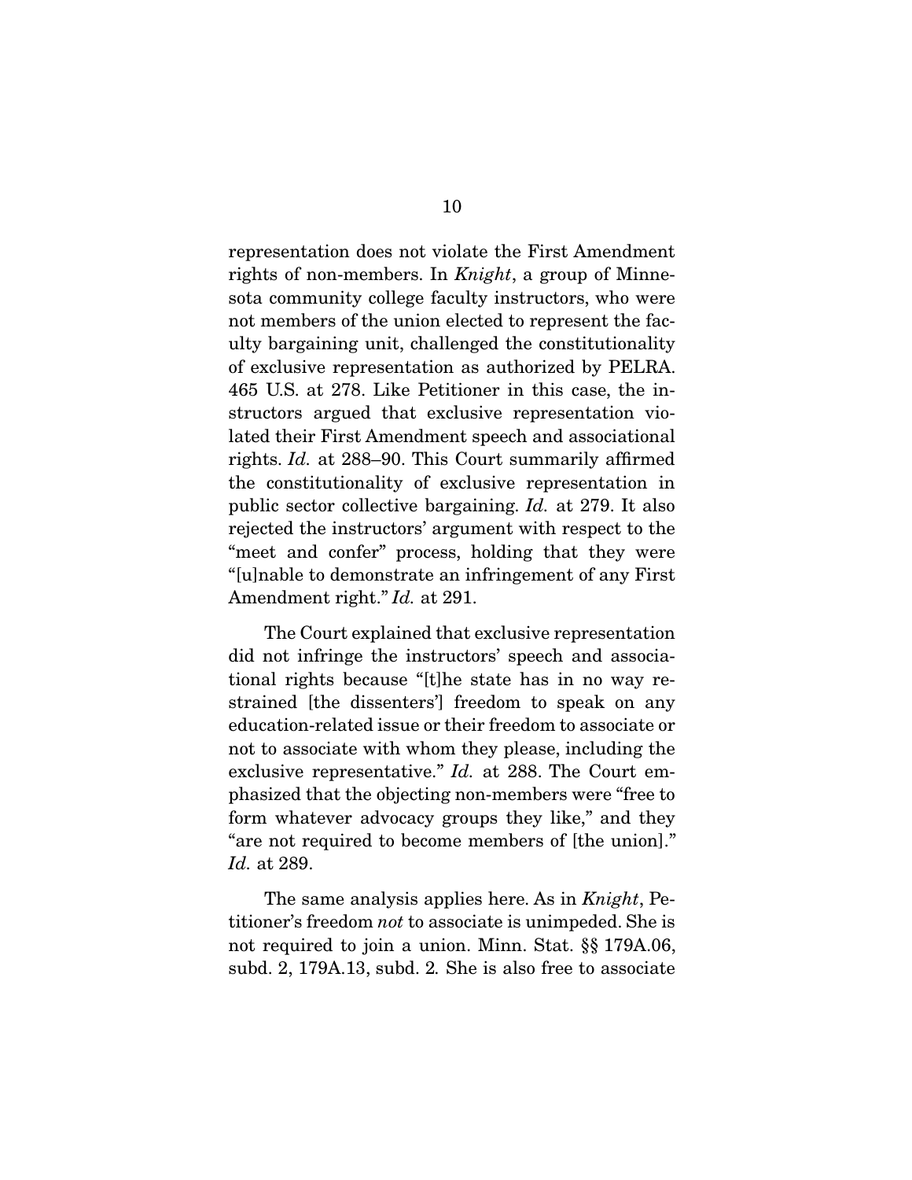representation does not violate the First Amendment rights of non-members. In *Knight*, a group of Minnesota community college faculty instructors, who were not members of the union elected to represent the faculty bargaining unit, challenged the constitutionality of exclusive representation as authorized by PELRA. 465 U.S. at 278. Like Petitioner in this case, the instructors argued that exclusive representation violated their First Amendment speech and associational rights. *Id.* at 288–90. This Court summarily affirmed the constitutionality of exclusive representation in public sector collective bargaining. *Id.* at 279. It also rejected the instructors' argument with respect to the "meet and confer" process, holding that they were "[u]nable to demonstrate an infringement of any First Amendment right." *Id.* at 291.

The Court explained that exclusive representation did not infringe the instructors' speech and associational rights because "[t]he state has in no way restrained [the dissenters'] freedom to speak on any education-related issue or their freedom to associate or not to associate with whom they please, including the exclusive representative." *Id.* at 288. The Court emphasized that the objecting non-members were "free to form whatever advocacy groups they like," and they "are not required to become members of [the union]." *Id.* at 289.

The same analysis applies here. As in *Knight*, Petitioner's freedom *not* to associate is unimpeded. She is not required to join a union. Minn. Stat. §§ 179A.06, subd. 2, 179A.13, subd. 2. She is also free to associate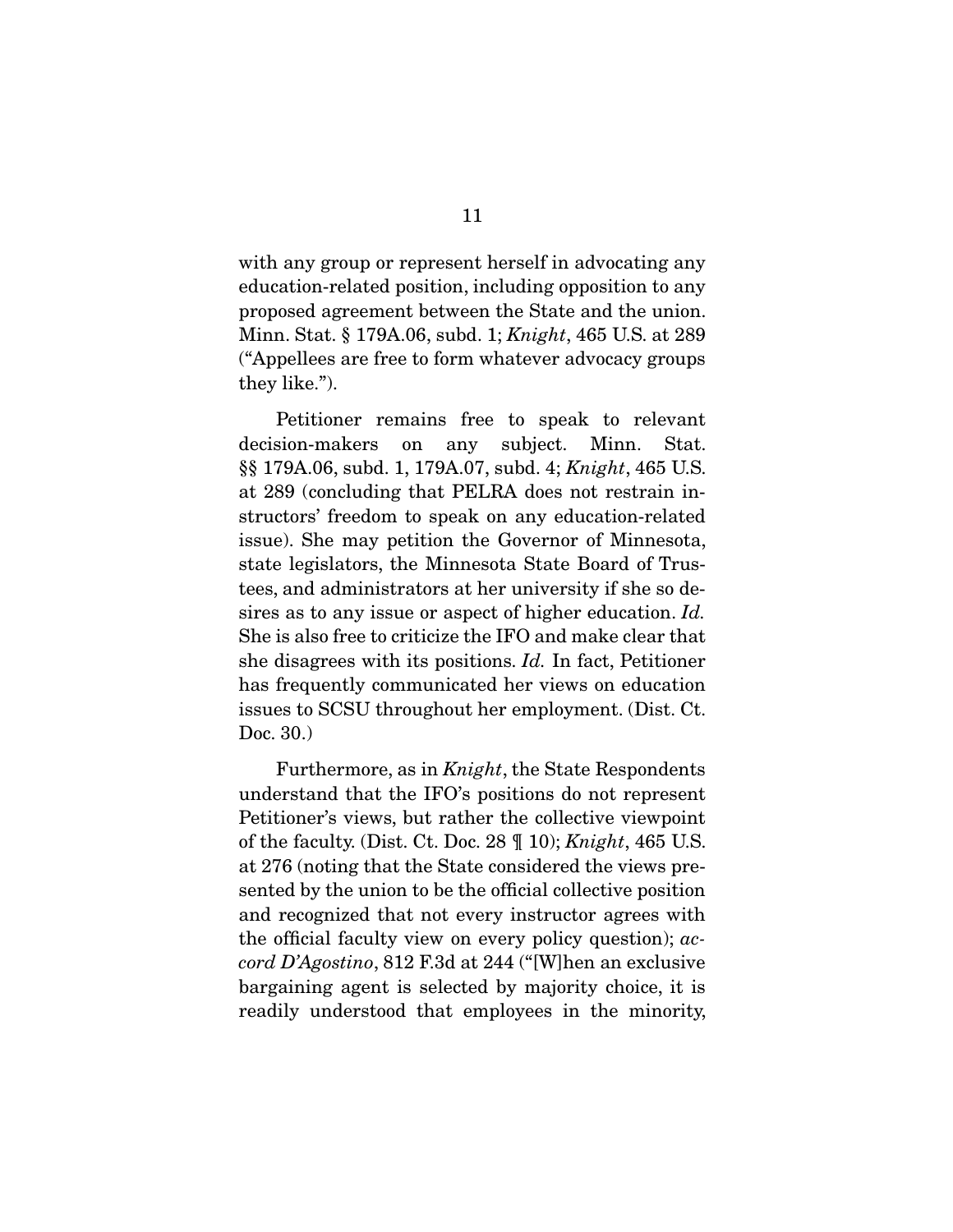with any group or represent herself in advocating any education-related position, including opposition to any proposed agreement between the State and the union. Minn. Stat. § 179A.06, subd. 1; *Knight*, 465 U.S. at 289 ("Appellees are free to form whatever advocacy groups they like.").

Petitioner remains free to speak to relevant decision-makers on any subject. Minn. Stat. §§ 179A.06, subd. 1, 179A.07, subd. 4; *Knight*, 465 U.S. at 289 (concluding that PELRA does not restrain instructors' freedom to speak on any education-related issue). She may petition the Governor of Minnesota, state legislators, the Minnesota State Board of Trustees, and administrators at her university if she so desires as to any issue or aspect of higher education. *Id.* She is also free to criticize the IFO and make clear that she disagrees with its positions. *Id.* In fact, Petitioner has frequently communicated her views on education issues to SCSU throughout her employment. (Dist. Ct. Doc. 30.)

Furthermore, as in *Knight*, the State Respondents understand that the IFO's positions do not represent Petitioner's views, but rather the collective viewpoint of the faculty. (Dist. Ct. Doc. 28 ¶ 10); *Knight*, 465 U.S. at 276 (noting that the State considered the views presented by the union to be the official collective position and recognized that not every instructor agrees with the official faculty view on every policy question); *accord D'Agostino*, 812 F.3d at 244 ("[W]hen an exclusive bargaining agent is selected by majority choice, it is readily understood that employees in the minority,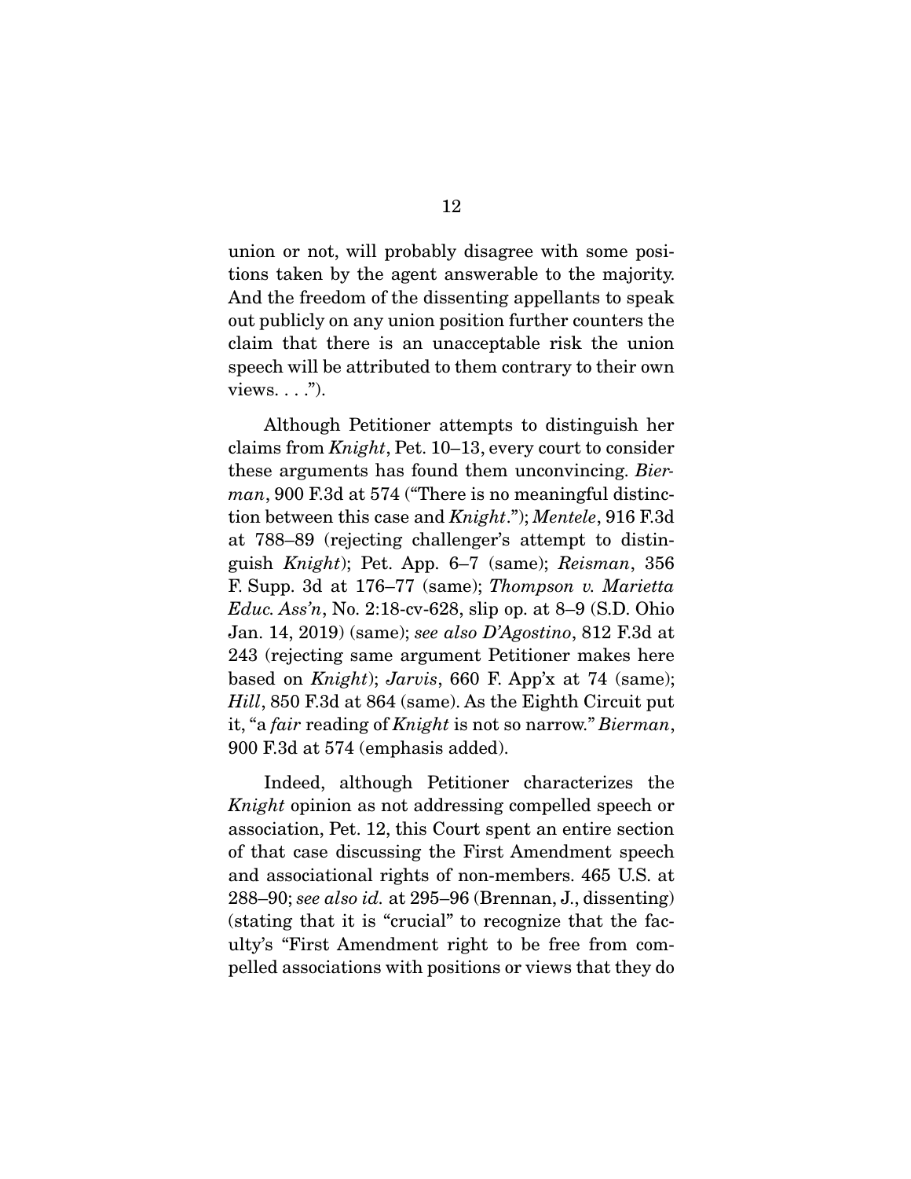union or not, will probably disagree with some positions taken by the agent answerable to the majority. And the freedom of the dissenting appellants to speak out publicly on any union position further counters the claim that there is an unacceptable risk the union speech will be attributed to them contrary to their own views. . . .").

Although Petitioner attempts to distinguish her claims from *Knight*, Pet. 10–13, every court to consider these arguments has found them unconvincing. *Bierman*, 900 F.3d at 574 ("There is no meaningful distinction between this case and *Knight*."); *Mentele*, 916 F.3d at 788–89 (rejecting challenger's attempt to distinguish *Knight*); Pet. App. 6–7 (same); *Reisman*, 356 F. Supp. 3d at 176–77 (same); *Thompson v. Marietta Educ. Ass'n*, No. 2:18-cv-628, slip op. at 8–9 (S.D. Ohio Jan. 14, 2019) (same); *see also D'Agostino*, 812 F.3d at 243 (rejecting same argument Petitioner makes here based on *Knight*); *Jarvis*, 660 F. App'x at 74 (same); *Hill*, 850 F.3d at 864 (same). As the Eighth Circuit put it, "a *fair* reading of *Knight* is not so narrow." *Bierman*, 900 F.3d at 574 (emphasis added).

Indeed, although Petitioner characterizes the *Knight* opinion as not addressing compelled speech or association, Pet. 12, this Court spent an entire section of that case discussing the First Amendment speech and associational rights of non-members. 465 U.S. at 288–90; *see also id.* at 295–96 (Brennan, J., dissenting) (stating that it is "crucial" to recognize that the faculty's "First Amendment right to be free from compelled associations with positions or views that they do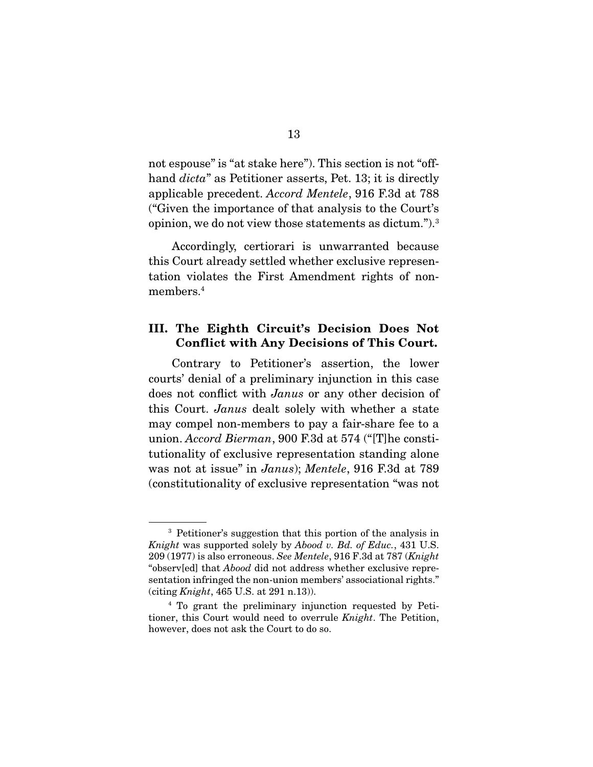not espouse" is "at stake here"). This section is not "off-hand *dicta*" as Petitioner asserts, Pet. 13; it is directly applicable precedent. *Accord Mentele*, 916 F.3d at 788 ("Given the importance of that analysis to the Court's opinion, we do not view those statements as dictum.").[3]

Accordingly, certiorari is unwarranted because this Court already settled whether exclusive representation violates the First Amendment rights of non-members.[4]

### III. The Eighth Circuit's Decision Does Not Conflict with Any Decisions of This Court.

Contrary to Petitioner's assertion, the lower courts' denial of a preliminary injunction in this case does not conflict with *Janus* or any other decision of this Court. *Janus* dealt solely with whether a state may compel non-members to pay a fair-share fee to a union. *Accord Bierman*, 900 F.3d at 574 ("[T]he constitutionality of exclusive representation standing alone was not at issue" in *Janus*); *Mentele*, 916 F.3d at 789 (constitutionality of exclusive representation "was not

---

[3] Petitioner's suggestion that this portion of the analysis in *Knight* was supported solely by *Abood v. Bd. of Educ.*, 431 U.S. 209 (1977) is also erroneous. *See Mentele*, 916 F.3d at 787 (*Knight* "observ[ed] that *Abood* did not address whether exclusive representation infringed the non-union members' associational rights." (citing *Knight*, 465 U.S. at 291 n.13)).

[4] To grant the preliminary injunction requested by Petitioner, this Court would need to overrule *Knight*. The Petition, however, does not ask the Court to do so.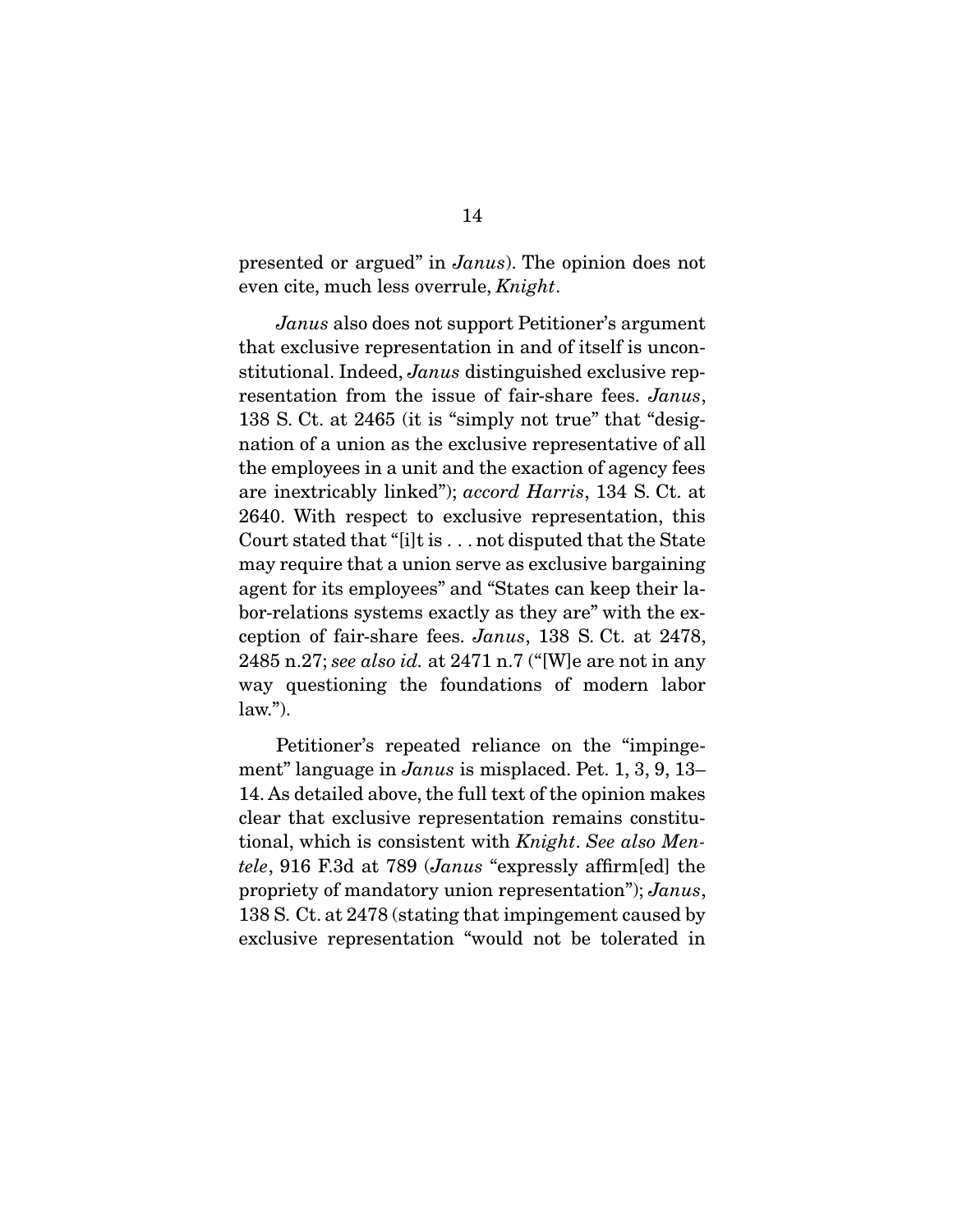presented or argued" in *Janus*). The opinion does not even cite, much less overrule, *Knight*.

*Janus* also does not support Petitioner's argument that exclusive representation in and of itself is unconstitutional. Indeed, *Janus* distinguished exclusive representation from the issue of fair-share fees. *Janus*, 138 S. Ct. at 2465 (it is "simply not true" that "designation of a union as the exclusive representative of all the employees in a unit and the exaction of agency fees are inextricably linked"); *accord Harris*, 134 S. Ct. at 2640. With respect to exclusive representation, this Court stated that "[i]t is . . . not disputed that the State may require that a union serve as exclusive bargaining agent for its employees" and "States can keep their labor-relations systems exactly as they are" with the exception of fair-share fees. *Janus*, 138 S. Ct. at 2478, 2485 n.27; *see also id.* at 2471 n.7 ("[W]e are not in any way questioning the foundations of modern labor law.").

Petitioner's repeated reliance on the "impingement" language in *Janus* is misplaced. Pet. 1, 3, 9, 13–14. As detailed above, the full text of the opinion makes clear that exclusive representation remains constitutional, which is consistent with *Knight*. *See also Mentele*, 916 F.3d at 789 (*Janus* "expressly affirm[ed] the propriety of mandatory union representation"); *Janus*, 138 S. Ct. at 2478 (stating that impingement caused by exclusive representation "would not be tolerated in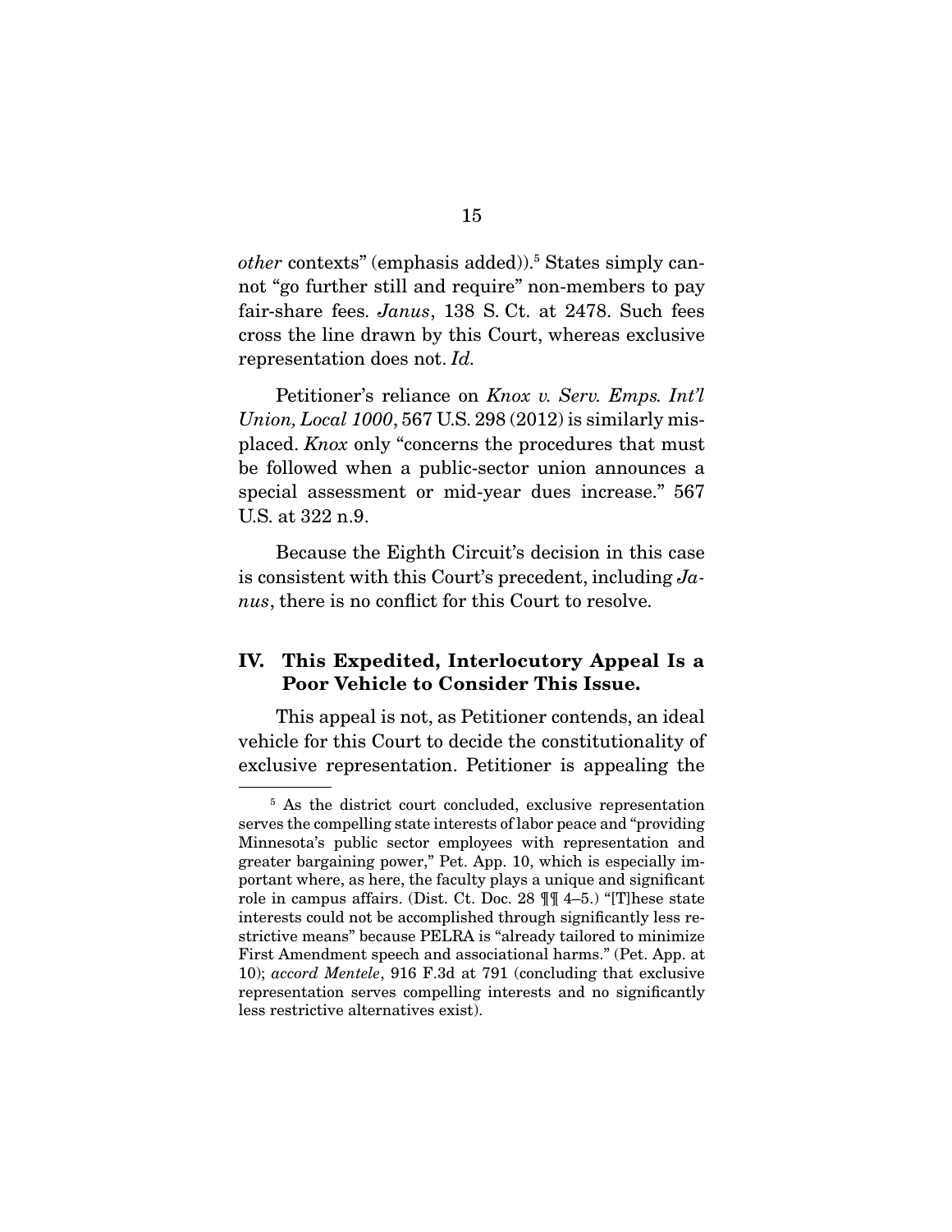*other* contexts" (emphasis added)).[5] States simply cannot "go further still and require" non-members to pay fair-share fees. *Janus*, 138 S. Ct. at 2478. Such fees cross the line drawn by this Court, whereas exclusive representation does not. *Id.*

Petitioner's reliance on *Knox v. Serv. Emps. Int'l Union, Local 1000*, 567 U.S. 298 (2012) is similarly misplaced. *Knox* only "concerns the procedures that must be followed when a public-sector union announces a special assessment or mid-year dues increase." 567 U.S. at 322 n.9.

Because the Eighth Circuit's decision in this case is consistent with this Court's precedent, including *Janus*, there is no conflict for this Court to resolve.

## IV. This Expedited, Interlocutory Appeal Is a Poor Vehicle to Consider This Issue.

This appeal is not, as Petitioner contends, an ideal vehicle for this Court to decide the constitutionality of exclusive representation. Petitioner is appealing the

---

[5] As the district court concluded, exclusive representation serves the compelling state interests of labor peace and "providing Minnesota's public sector employees with representation and greater bargaining power," Pet. App. 10, which is especially important where, as here, the faculty plays a unique and significant role in campus affairs. (Dist. Ct. Doc. 28 ¶¶ 4–5.) "[T]hese state interests could not be accomplished through significantly less restrictive means" because PELRA is "already tailored to minimize First Amendment speech and associational harms." (Pet. App. at 10); *accord Mentele*, 916 F.3d at 791 (concluding that exclusive representation serves compelling interests and no significantly less restrictive alternatives exist).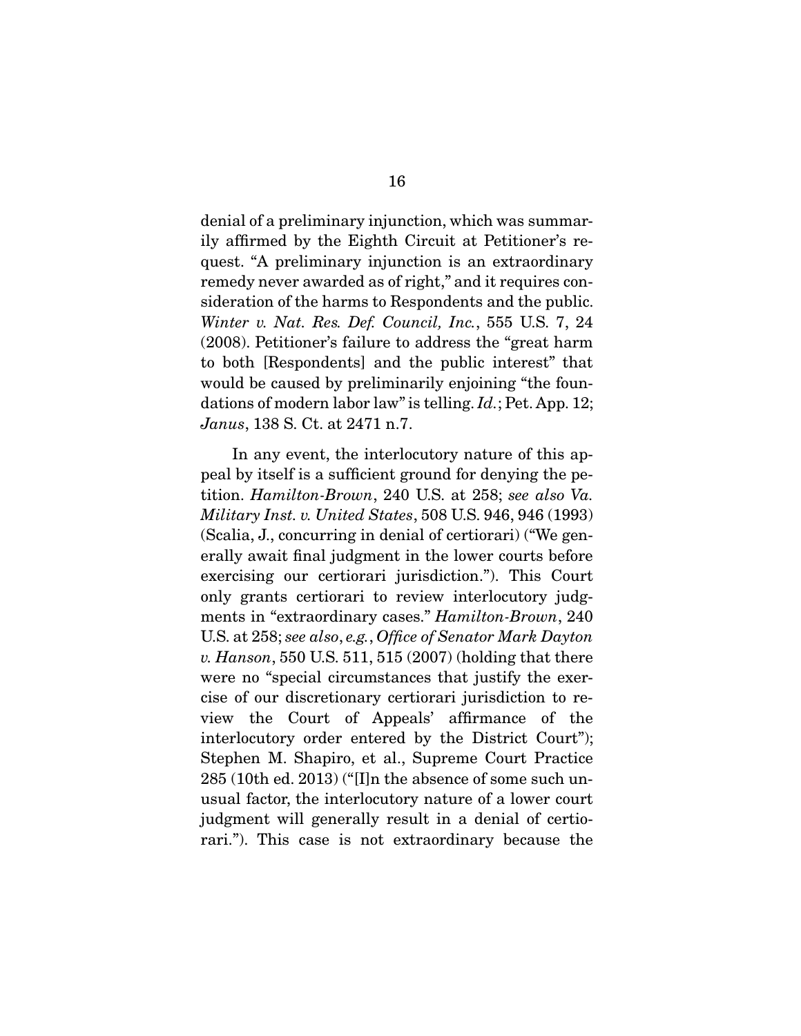denial of a preliminary injunction, which was summarily affirmed by the Eighth Circuit at Petitioner's request. "A preliminary injunction is an extraordinary remedy never awarded as of right," and it requires consideration of the harms to Respondents and the public. *Winter v. Nat. Res. Def. Council, Inc.*, 555 U.S. 7, 24 (2008). Petitioner's failure to address the "great harm to both [Respondents] and the public interest" that would be caused by preliminarily enjoining "the foundations of modern labor law" is telling. *Id.*; Pet. App. 12; *Janus*, 138 S. Ct. at 2471 n.7.

In any event, the interlocutory nature of this appeal by itself is a sufficient ground for denying the petition. *Hamilton-Brown*, 240 U.S. at 258; *see also Va. Military Inst. v. United States*, 508 U.S. 946, 946 (1993) (Scalia, J., concurring in denial of certiorari) ("We generally await final judgment in the lower courts before exercising our certiorari jurisdiction."). This Court only grants certiorari to review interlocutory judgments in "extraordinary cases." *Hamilton-Brown*, 240 U.S. at 258; *see also, e.g.*, *Office of Senator Mark Dayton v. Hanson*, 550 U.S. 511, 515 (2007) (holding that there were no "special circumstances that justify the exercise of our discretionary certiorari jurisdiction to review the Court of Appeals' affirmance of the interlocutory order entered by the District Court"); Stephen M. Shapiro, et al., Supreme Court Practice 285 (10th ed. 2013) ("[I]n the absence of some such unusual factor, the interlocutory nature of a lower court judgment will generally result in a denial of certiorari."). This case is not extraordinary because the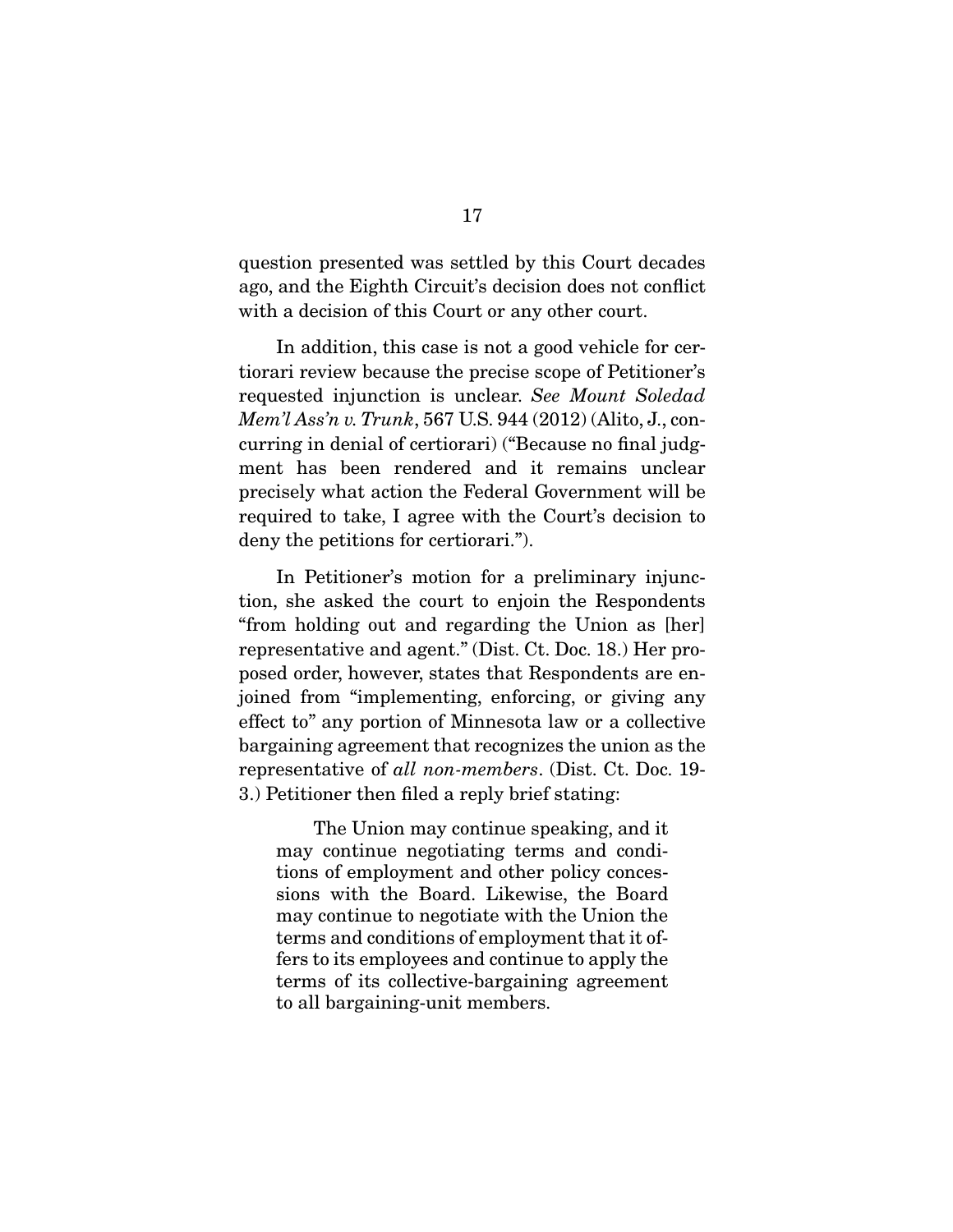question presented was settled by this Court decades ago, and the Eighth Circuit's decision does not conflict with a decision of this Court or any other court.

In addition, this case is not a good vehicle for certiorari review because the precise scope of Petitioner's requested injunction is unclear. *See Mount Soledad Mem'l Ass'n v. Trunk*, 567 U.S. 944 (2012) (Alito, J., concurring in denial of certiorari) ("Because no final judgment has been rendered and it remains unclear precisely what action the Federal Government will be required to take, I agree with the Court's decision to deny the petitions for certiorari.").

In Petitioner's motion for a preliminary injunction, she asked the court to enjoin the Respondents "from holding out and regarding the Union as [her] representative and agent." (Dist. Ct. Doc. 18.) Her proposed order, however, states that Respondents are enjoined from "implementing, enforcing, or giving any effect to" any portion of Minnesota law or a collective bargaining agreement that recognizes the union as the representative of *all non-members*. (Dist. Ct. Doc. 19-3.) Petitioner then filed a reply brief stating:

> The Union may continue speaking, and it may continue negotiating terms and conditions of employment and other policy concessions with the Board. Likewise, the Board may continue to negotiate with the Union the terms and conditions of employment that it offers to its employees and continue to apply the terms of its collective-bargaining agreement to all bargaining-unit members.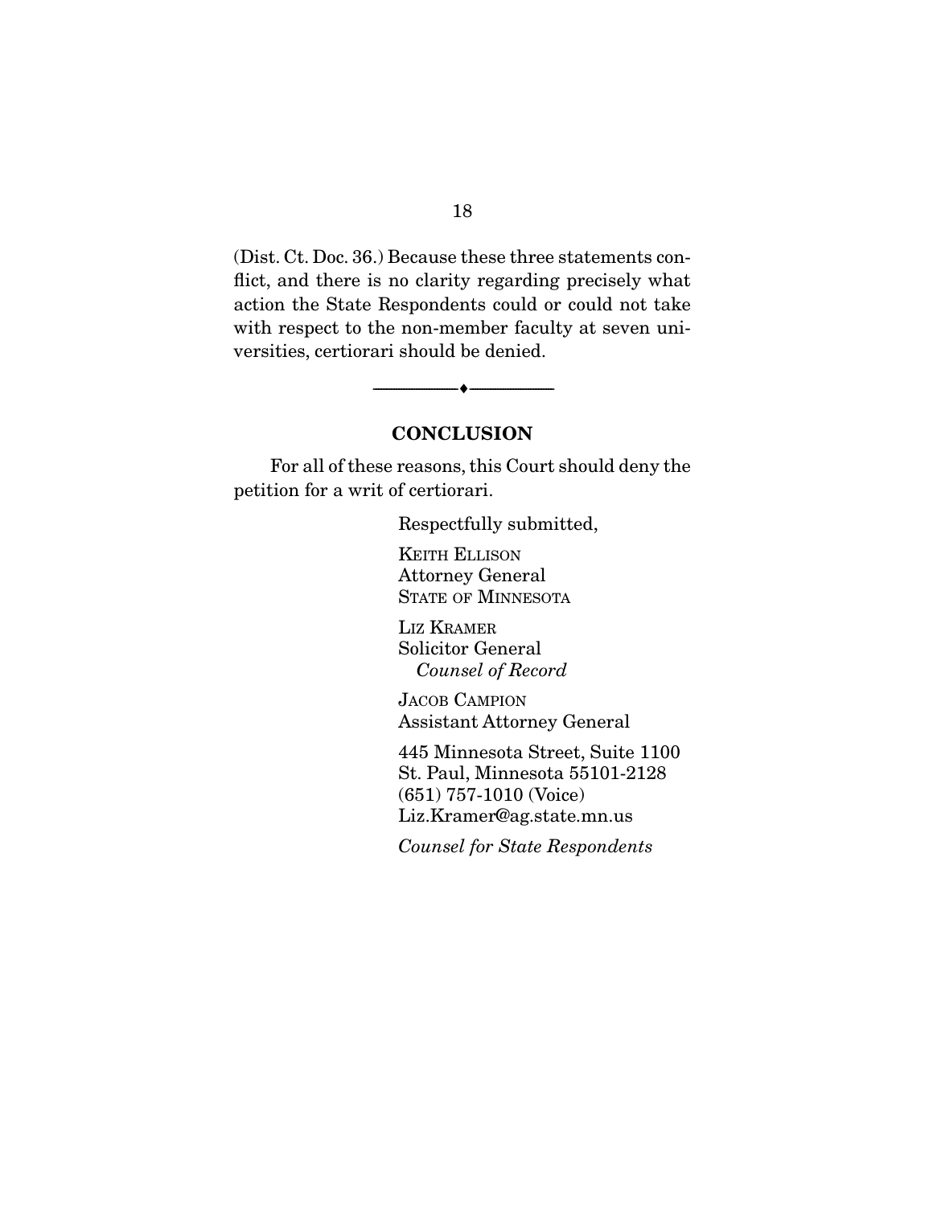(Dist. Ct. Doc. 36.) Because these three statements conflict, and there is no clarity regarding precisely what action the State Respondents could or could not take with respect to the non-member faculty at seven universities, certiorari should be denied.

---

## CONCLUSION

For all of these reasons, this Court should deny the petition for a writ of certiorari.

Respectfully submitted,

KEITH ELLISON
Attorney General
STATE OF MINNESOTA

LIZ KRAMER
Solicitor General
*Counsel of Record*

JACOB CAMPION
Assistant Attorney General

445 Minnesota Street, Suite 1100
St. Paul, Minnesota 55101-2128
(651) 757-1010 (Voice)
Liz.Kramer@ag.state.mn.us

*Counsel for State Respondents*